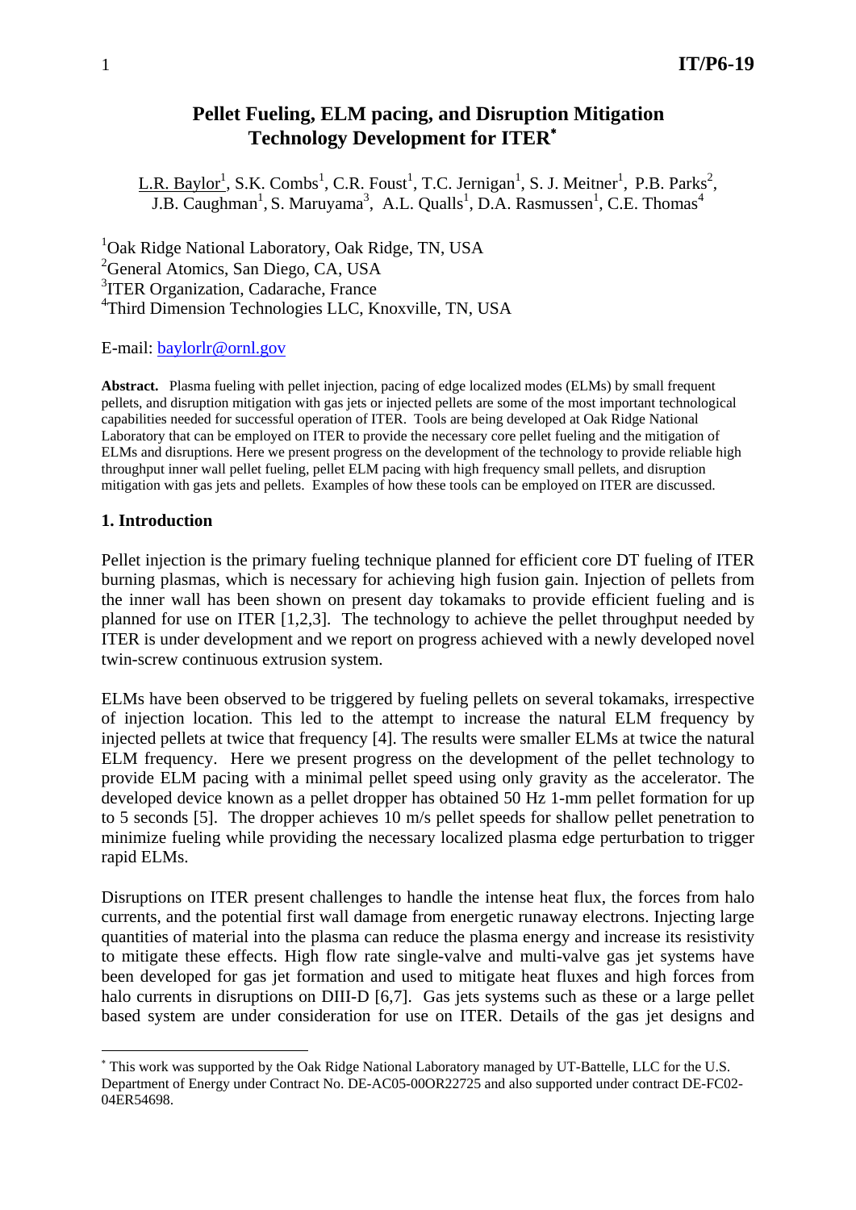# Pellet Fueling, ELM pacing, and Disruption Mitigation Technology Development for ITER*

L.R. Baylor[1], S.K. Combs[1], C.R. Foust[1], T.C. Jernigan[1], S. J. Meitner[1], P.B. Parks[2], J.B. Caughman[1], S. Maruyama[3], A.L. Qualls[1], D.A. Rasmussen[1], C.E. Thomas[4]

[1]Oak Ridge National Laboratory, Oak Ridge, TN, USA
[2]General Atomics, San Diego, CA, USA
[3]ITER Organization, Cadarache, France
[4]Third Dimension Technologies LLC, Knoxville, TN, USA

E-mail: baylorlr@ornl.gov

**Abstract.** Plasma fueling with pellet injection, pacing of edge localized modes (ELMs) by small frequent pellets, and disruption mitigation with gas jets or injected pellets are some of the most important technological capabilities needed for successful operation of ITER. Tools are being developed at Oak Ridge National Laboratory that can be employed on ITER to provide the necessary core pellet fueling and the mitigation of ELMs and disruptions. Here we present progress on the development of the technology to provide reliable high throughput inner wall pellet fueling, pellet ELM pacing with high frequency small pellets, and disruption mitigation with gas jets and pellets. Examples of how these tools can be employed on ITER are discussed.

## 1. Introduction

Pellet injection is the primary fueling technique planned for efficient core DT fueling of ITER burning plasmas, which is necessary for achieving high fusion gain. Injection of pellets from the inner wall has been shown on present day tokamaks to provide efficient fueling and is planned for use on ITER [1,2,3]. The technology to achieve the pellet throughput needed by ITER is under development and we report on progress achieved with a newly developed novel twin-screw continuous extrusion system.

ELMs have been observed to be triggered by fueling pellets on several tokamaks, irrespective of injection location. This led to the attempt to increase the natural ELM frequency by injected pellets at twice that frequency [4]. The results were smaller ELMs at twice the natural ELM frequency. Here we present progress on the development of the pellet technology to provide ELM pacing with a minimal pellet speed using only gravity as the accelerator. The developed device known as a pellet dropper has obtained 50 Hz 1-mm pellet formation for up to 5 seconds [5]. The dropper achieves 10 m/s pellet speeds for shallow pellet penetration to minimize fueling while providing the necessary localized plasma edge perturbation to trigger rapid ELMs.

Disruptions on ITER present challenges to handle the intense heat flux, the forces from halo currents, and the potential first wall damage from energetic runaway electrons. Injecting large quantities of material into the plasma can reduce the plasma energy and increase its resistivity to mitigate these effects. High flow rate single-valve and multi-valve gas jet systems have been developed for gas jet formation and used to mitigate heat fluxes and high forces from halo currents in disruptions on DIII-D [6,7]. Gas jets systems such as these or a large pellet based system are under consideration for use on ITER. Details of the gas jet designs and

---

* This work was supported by the Oak Ridge National Laboratory managed by UT-Battelle, LLC for the U.S. Department of Energy under Contract No. DE-AC05-00OR22725 and also supported under contract DE-FC02-04ER54698.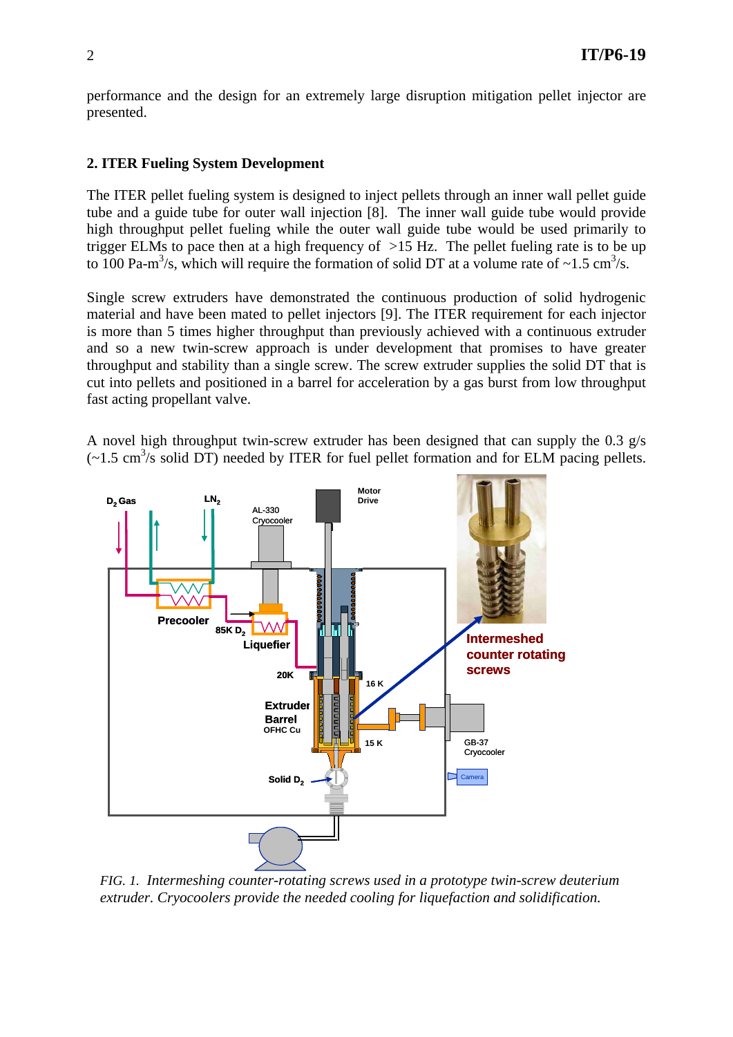performance and the design for an extremely large disruption mitigation pellet injector are presented.

## 2. ITER Fueling System Development

The ITER pellet fueling system is designed to inject pellets through an inner wall pellet guide tube and a guide tube for outer wall injection [8]. The inner wall guide tube would provide high throughput pellet fueling while the outer wall guide tube would be used primarily to trigger ELMs to pace then at a high frequency of >15 Hz. The pellet fueling rate is to be up to 100 Pa-m$^3$/s, which will require the formation of solid DT at a volume rate of ~1.5 cm$^3$/s.

Single screw extruders have demonstrated the continuous production of solid hydrogenic material and have been mated to pellet injectors [9]. The ITER requirement for each injector is more than 5 times higher throughput than previously achieved with a continuous extruder and so a new twin-screw approach is under development that promises to have greater throughput and stability than a single screw. The screw extruder supplies the solid DT that is cut into pellets and positioned in a barrel for acceleration by a gas burst from low throughput fast acting propellant valve.

A novel high throughput twin-screw extruder has been designed that can supply the 0.3 g/s (~1.5 cm$^3$/s solid DT) needed by ITER for fuel pellet formation and for ELM pacing pellets.

*FIG. 1. Intermeshing counter-rotating screws used in a prototype twin-screw deuterium extruder. Cryocoolers provide the needed cooling for liquefaction and solidification.*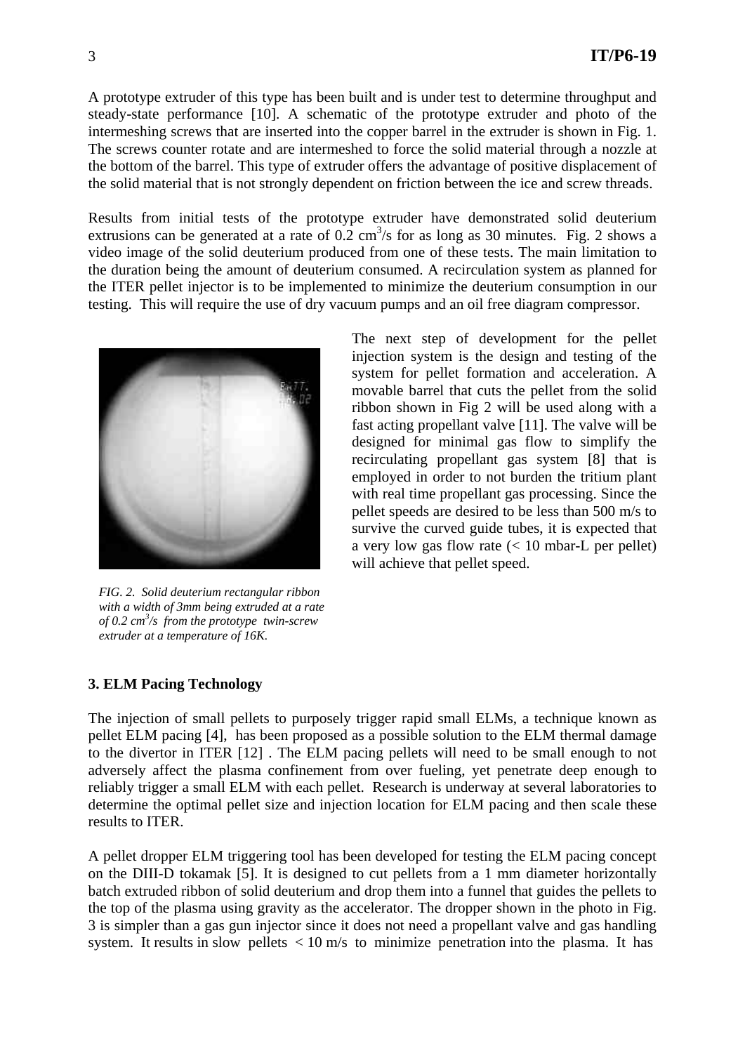A prototype extruder of this type has been built and is under test to determine throughput and steady-state performance [10]. A schematic of the prototype extruder and photo of the intermeshing screws that are inserted into the copper barrel in the extruder is shown in Fig. 1. The screws counter rotate and are intermeshed to force the solid material through a nozzle at the bottom of the barrel. This type of extruder offers the advantage of positive displacement of the solid material that is not strongly dependent on friction between the ice and screw threads.

Results from initial tests of the prototype extruder have demonstrated solid deuterium extrusions can be generated at a rate of 0.2 $cm^3$/s for as long as 30 minutes. Fig. 2 shows a video image of the solid deuterium produced from one of these tests. The main limitation to the duration being the amount of deuterium consumed. A recirculation system as planned for the ITER pellet injector is to be implemented to minimize the deuterium consumption in our testing. This will require the use of dry vacuum pumps and an oil free diagram compressor.

*FIG. 2. Solid deuterium rectangular ribbon with a width of 3mm being extruded at a rate of 0.2 $cm^3$/s from the prototype twin-screw extruder at a temperature of 16K.*

The next step of development for the pellet injection system is the design and testing of the system for pellet formation and acceleration. A movable barrel that cuts the pellet from the solid ribbon shown in Fig 2 will be used along with a fast acting propellant valve [11]. The valve will be designed for minimal gas flow to simplify the recirculating propellant gas system [8] that is employed in order to not burden the tritium plant with real time propellant gas processing. Since the pellet speeds are desired to be less than 500 m/s to survive the curved guide tubes, it is expected that a very low gas flow rate (< 10 mbar-L per pellet) will achieve that pellet speed.

## 3. ELM Pacing Technology

The injection of small pellets to purposely trigger rapid small ELMs, a technique known as pellet ELM pacing [4], has been proposed as a possible solution to the ELM thermal damage to the divertor in ITER [12] . The ELM pacing pellets will need to be small enough to not adversely affect the plasma confinement from over fueling, yet penetrate deep enough to reliably trigger a small ELM with each pellet. Research is underway at several laboratories to determine the optimal pellet size and injection location for ELM pacing and then scale these results to ITER.

A pellet dropper ELM triggering tool has been developed for testing the ELM pacing concept on the DIII-D tokamak [5]. It is designed to cut pellets from a 1 mm diameter horizontally batch extruded ribbon of solid deuterium and drop them into a funnel that guides the pellets to the top of the plasma using gravity as the accelerator. The dropper shown in the photo in Fig. 3 is simpler than a gas gun injector since it does not need a propellant valve and gas handling system. It results in slow pellets < 10 m/s to minimize penetration into the plasma. It has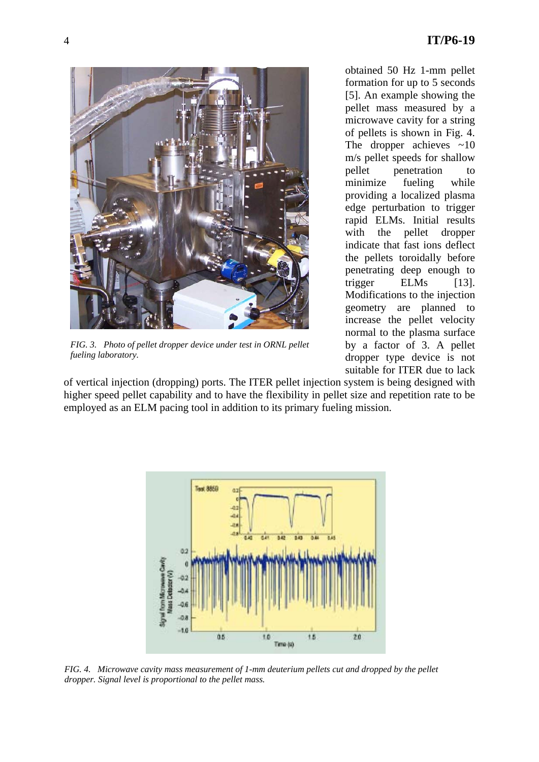FIG. 3. Photo of pellet dropper device under test in ORNL pellet fueling laboratory.

obtained 50 Hz 1-mm pellet formation for up to 5 seconds [5]. An example showing the pellet mass measured by a microwave cavity for a string of pellets is shown in Fig. 4. The dropper achieves ~10 m/s pellet speeds for shallow pellet penetration to minimize fueling while providing a localized plasma edge perturbation to trigger rapid ELMs. Initial results with the pellet dropper indicate that fast ions deflect the pellets toroidally before penetrating deep enough to trigger ELMs [13]. Modifications to the injection geometry are planned to increase the pellet velocity normal to the plasma surface by a factor of 3. A pellet dropper type device is not suitable for ITER due to lack of vertical injection (dropping) ports. The ITER pellet injection system is being designed with higher speed pellet capability and to have the flexibility in pellet size and repetition rate to be employed as an ELM pacing tool in addition to its primary fueling mission.

FIG. 4. Microwave cavity mass measurement of 1-mm deuterium pellets cut and dropped by the pellet dropper. Signal level is proportional to the pellet mass.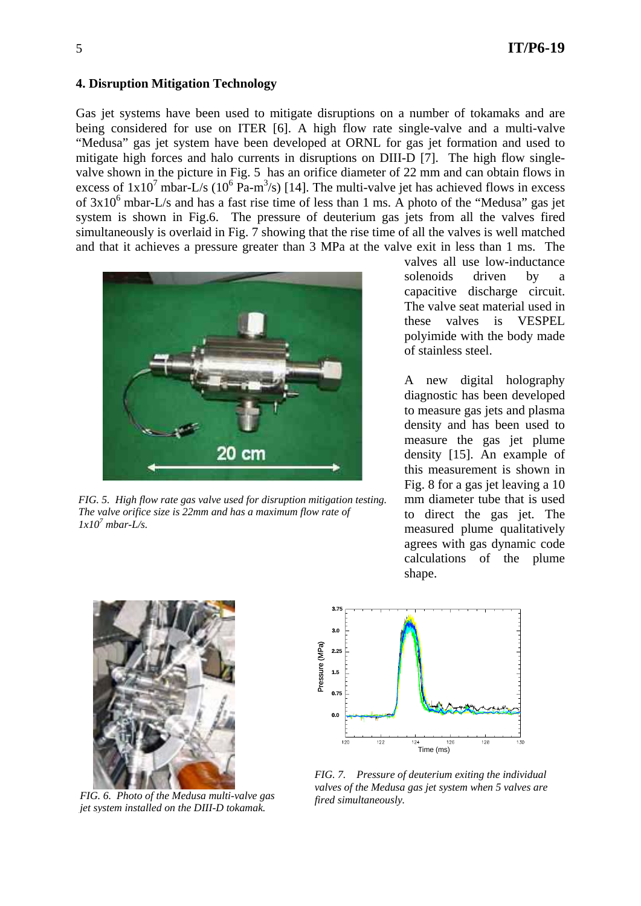## 4. Disruption Mitigation Technology

Gas jet systems have been used to mitigate disruptions on a number of tokamaks and are being considered for use on ITER [6]. A high flow rate single-valve and a multi-valve "Medusa" gas jet system have been developed at ORNL for gas jet formation and used to mitigate high forces and halo currents in disruptions on DIII-D [7]. The high flow single-valve shown in the picture in Fig. 5 has an orifice diameter of 22 mm and can obtain flows in excess of $1 \times 10^7$ mbar-L/s ($10^6$ Pa-m$^3$/s) [14]. The multi-valve jet has achieved flows in excess of $3 \times 10^6$ mbar-L/s and has a fast rise time of less than 1 ms. A photo of the "Medusa" gas jet system is shown in Fig.6. The pressure of deuterium gas jets from all the valves fired simultaneously is overlaid in Fig. 7 showing that the rise time of all the valves is well matched and that it achieves a pressure greater than 3 MPa at the valve exit in less than 1 ms. The valves all use low-inductance solenoids driven by a capacitive discharge circuit. The valve seat material used in these valves is VESPEL polyimide with the body made of stainless steel.

*FIG. 5. High flow rate gas valve used for disruption mitigation testing. The valve orifice size is 22mm and has a maximum flow rate of $1 \times 10^7$ mbar-L/s.*

A new digital holography diagnostic has been developed to measure gas jets and plasma density and has been used to measure the gas jet plume density [15]. An example of this measurement is shown in Fig. 8 for a gas jet leaving a 10 mm diameter tube that is used to direct the gas jet. The measured plume qualitatively agrees with gas dynamic code calculations of the plume shape.

*FIG. 6. Photo of the Medusa multi-valve gas jet system installed on the DIII-D tokamak.*

*FIG. 7. Pressure of deuterium exiting the individual valves of the Medusa gas jet system when 5 valves are fired simultaneously.*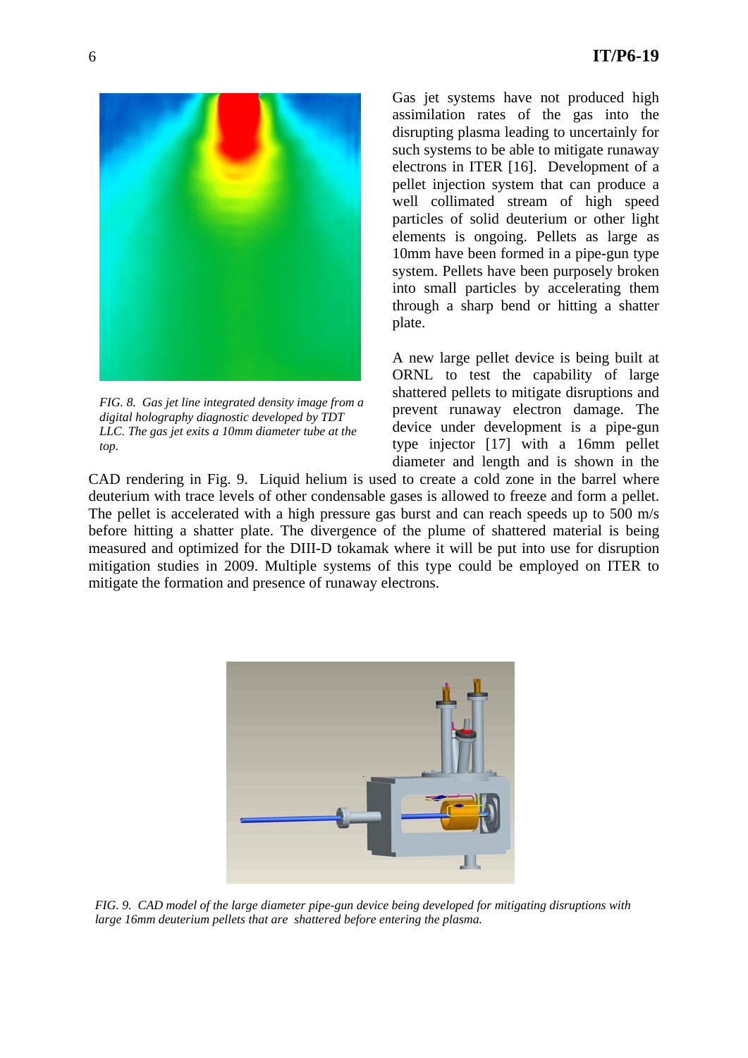FIG. 8. Gas jet line integrated density image from a digital holography diagnostic developed by TDT LLC. The gas jet exits a 10mm diameter tube at the top.

Gas jet systems have not produced high assimilation rates of the gas into the disrupting plasma leading to uncertainly for such systems to be able to mitigate runaway electrons in ITER [16]. Development of a pellet injection system that can produce a well collimated stream of high speed particles of solid deuterium or other light elements is ongoing. Pellets as large as 10mm have been formed in a pipe-gun type system. Pellets have been purposely broken into small particles by accelerating them through a sharp bend or hitting a shatter plate.

A new large pellet device is being built at ORNL to test the capability of large shattered pellets to mitigate disruptions and prevent runaway electron damage. The device under development is a pipe-gun type injector [17] with a 16mm pellet diameter and length and is shown in the CAD rendering in Fig. 9. Liquid helium is used to create a cold zone in the barrel where deuterium with trace levels of other condensable gases is allowed to freeze and form a pellet. The pellet is accelerated with a high pressure gas burst and can reach speeds up to 500 m/s before hitting a shatter plate. The divergence of the plume of shattered material is being measured and optimized for the DIII-D tokamak where it will be put into use for disruption mitigation studies in 2009. Multiple systems of this type could be employed on ITER to mitigate the formation and presence of runaway electrons.

FIG. 9. CAD model of the large diameter pipe-gun device being developed for mitigating disruptions with large 16mm deuterium pellets that are shattered before entering the plasma.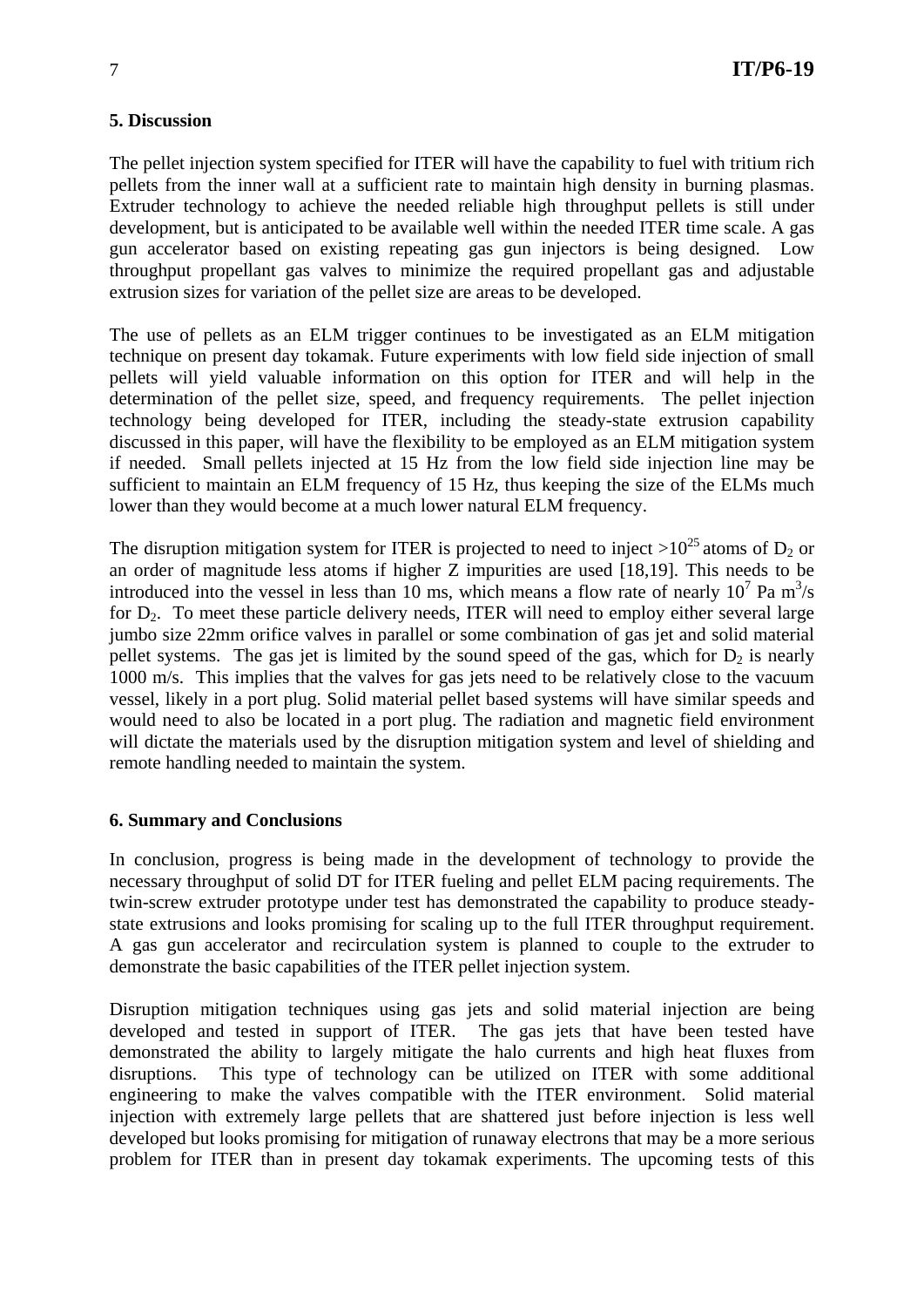## 5. Discussion

The pellet injection system specified for ITER will have the capability to fuel with tritium rich pellets from the inner wall at a sufficient rate to maintain high density in burning plasmas. Extruder technology to achieve the needed reliable high throughput pellets is still under development, but is anticipated to be available well within the needed ITER time scale. A gas gun accelerator based on existing repeating gas gun injectors is being designed. Low throughput propellant gas valves to minimize the required propellant gas and adjustable extrusion sizes for variation of the pellet size are areas to be developed.

The use of pellets as an ELM trigger continues to be investigated as an ELM mitigation technique on present day tokamak. Future experiments with low field side injection of small pellets will yield valuable information on this option for ITER and will help in the determination of the pellet size, speed, and frequency requirements. The pellet injection technology being developed for ITER, including the steady-state extrusion capability discussed in this paper, will have the flexibility to be employed as an ELM mitigation system if needed. Small pellets injected at 15 Hz from the low field side injection line may be sufficient to maintain an ELM frequency of 15 Hz, thus keeping the size of the ELMs much lower than they would become at a much lower natural ELM frequency.

The disruption mitigation system for ITER is projected to need to inject $>10^{25}$ atoms of $D_2$ or an order of magnitude less atoms if higher Z impurities are used [18,19]. This needs to be introduced into the vessel in less than 10 ms, which means a flow rate of nearly $10^7$ Pa m$^3$/s for $D_2$. To meet these particle delivery needs, ITER will need to employ either several large jumbo size 22mm orifice valves in parallel or some combination of gas jet and solid material pellet systems. The gas jet is limited by the sound speed of the gas, which for $D_2$ is nearly 1000 m/s. This implies that the valves for gas jets need to be relatively close to the vacuum vessel, likely in a port plug. Solid material pellet based systems will have similar speeds and would need to also be located in a port plug. The radiation and magnetic field environment will dictate the materials used by the disruption mitigation system and level of shielding and remote handling needed to maintain the system.

## 6. Summary and Conclusions

In conclusion, progress is being made in the development of technology to provide the necessary throughput of solid DT for ITER fueling and pellet ELM pacing requirements. The twin-screw extruder prototype under test has demonstrated the capability to produce steady-state extrusions and looks promising for scaling up to the full ITER throughput requirement. A gas gun accelerator and recirculation system is planned to couple to the extruder to demonstrate the basic capabilities of the ITER pellet injection system.

Disruption mitigation techniques using gas jets and solid material injection are being developed and tested in support of ITER. The gas jets that have been tested have demonstrated the ability to largely mitigate the halo currents and high heat fluxes from disruptions. This type of technology can be utilized on ITER with some additional engineering to make the valves compatible with the ITER environment. Solid material injection with extremely large pellets that are shattered just before injection is less well developed but looks promising for mitigation of runaway electrons that may be a more serious problem for ITER than in present day tokamak experiments. The upcoming tests of this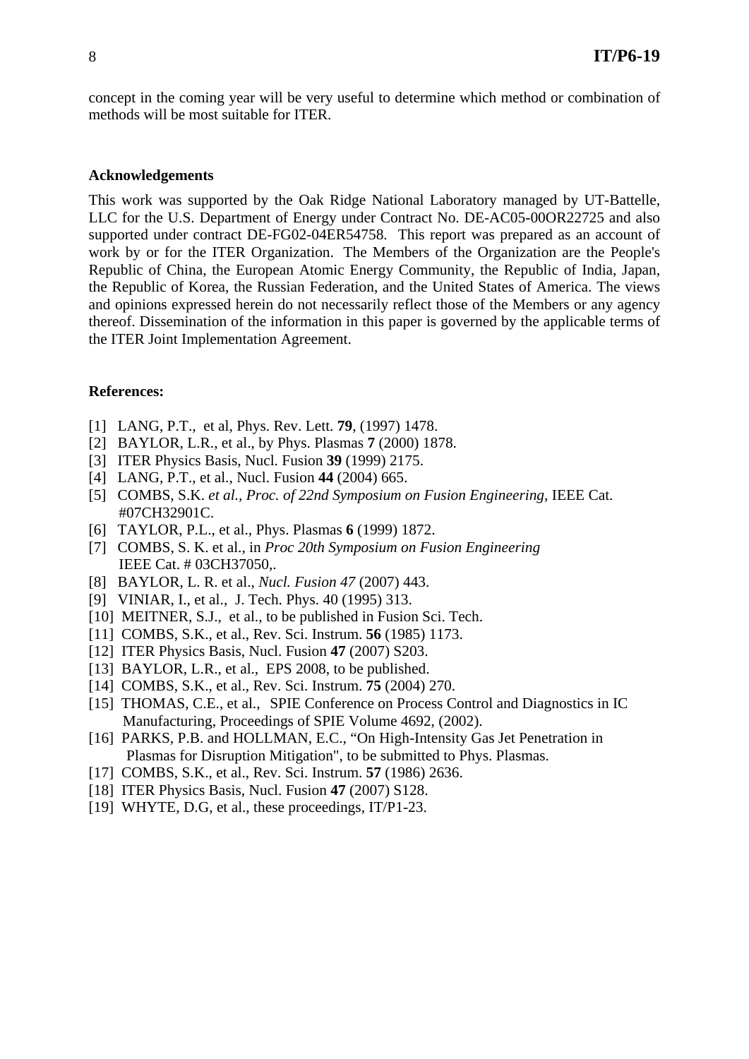concept in the coming year will be very useful to determine which method or combination of methods will be most suitable for ITER.

### Acknowledgements

This work was supported by the Oak Ridge National Laboratory managed by UT-Battelle, LLC for the U.S. Department of Energy under Contract No. DE-AC05-00OR22725 and also supported under contract DE-FG02-04ER54758. This report was prepared as an account of work by or for the ITER Organization. The Members of the Organization are the People's Republic of China, the European Atomic Energy Community, the Republic of India, Japan, the Republic of Korea, the Russian Federation, and the United States of America. The views and opinions expressed herein do not necessarily reflect those of the Members or any agency thereof. Dissemination of the information in this paper is governed by the applicable terms of the ITER Joint Implementation Agreement.

### References:

[1] LANG, P.T., et al, Phys. Rev. Lett. **79**, (1997) 1478.
[2] BAYLOR, L.R., et al., by Phys. Plasmas **7** (2000) 1878.
[3] ITER Physics Basis, Nucl. Fusion **39** (1999) 2175.
[4] LANG, P.T., et al., Nucl. Fusion **44** (2004) 665.
[5] COMBS, S.K. *et al., Proc. of 22nd Symposium on Fusion Engineering*, IEEE Cat. #07CH32901C.
[6] TAYLOR, P.L., et al., Phys. Plasmas **6** (1999) 1872.
[7] COMBS, S. K. et al., in *Proc 20th Symposium on Fusion Engineering* IEEE Cat. # 03CH37050,.
[8] BAYLOR, L. R. et al., *Nucl. Fusion 47* (2007) 443.
[9] VINIAR, I., et al., J. Tech. Phys. 40 (1995) 313.
[10] MEITNER, S.J., et al., to be published in Fusion Sci. Tech.
[11] COMBS, S.K., et al., Rev. Sci. Instrum. **56** (1985) 1173.
[12] ITER Physics Basis, Nucl. Fusion **47** (2007) S203.
[13] BAYLOR, L.R., et al., EPS 2008, to be published.
[14] COMBS, S.K., et al., Rev. Sci. Instrum. **75** (2004) 270.
[15] THOMAS, C.E., et al., SPIE Conference on Process Control and Diagnostics in IC Manufacturing, Proceedings of SPIE Volume 4692, (2002).
[16] PARKS, P.B. and HOLLMAN, E.C., "On High-Intensity Gas Jet Penetration in Plasmas for Disruption Mitigation", to be submitted to Phys. Plasmas.
[17] COMBS, S.K., et al., Rev. Sci. Instrum. **57** (1986) 2636.
[18] ITER Physics Basis, Nucl. Fusion **47** (2007) S128.
[19] WHYTE, D.G, et al., these proceedings, IT/P1-23.